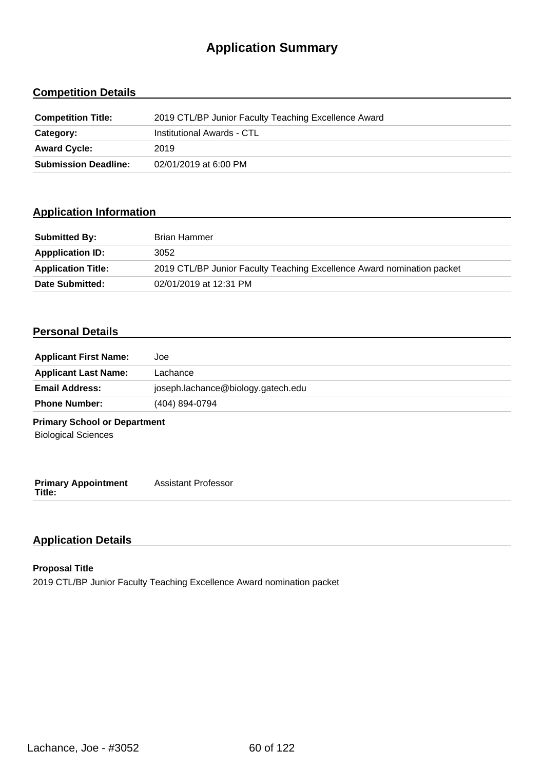# Application Summary

## Competition Details

| | |
|---|---|
| **Competition Title:** | 2019 CTL/BP Junior Faculty Teaching Excellence Award |
| **Category:** | Institutional Awards - CTL |
| **Award Cycle:** | 2019 |
| **Submission Deadline:** | 02/01/2019 at 6:00 PM |

## Application Information

| | |
|---|---|
| **Submitted By:** | Brian Hammer |
| **Appplication ID:** | 3052 |
| **Application Title:** | 2019 CTL/BP Junior Faculty Teaching Excellence Award nomination packet |
| **Date Submitted:** | 02/01/2019 at 12:31 PM |

## Personal Details

| | |
|---|---|
| **Applicant First Name:** | Joe |
| **Applicant Last Name:** | Lachance |
| **Email Address:** | joseph.lachance@biology.gatech.edu |
| **Phone Number:** | (404) 894-0794 |

**Primary School or Department**

Biological Sciences

| | |
|---|---|
| **Primary Appointment Title:** | Assistant Professor |

## Application Details

**Proposal Title**

2019 CTL/BP Junior Faculty Teaching Excellence Award nomination packet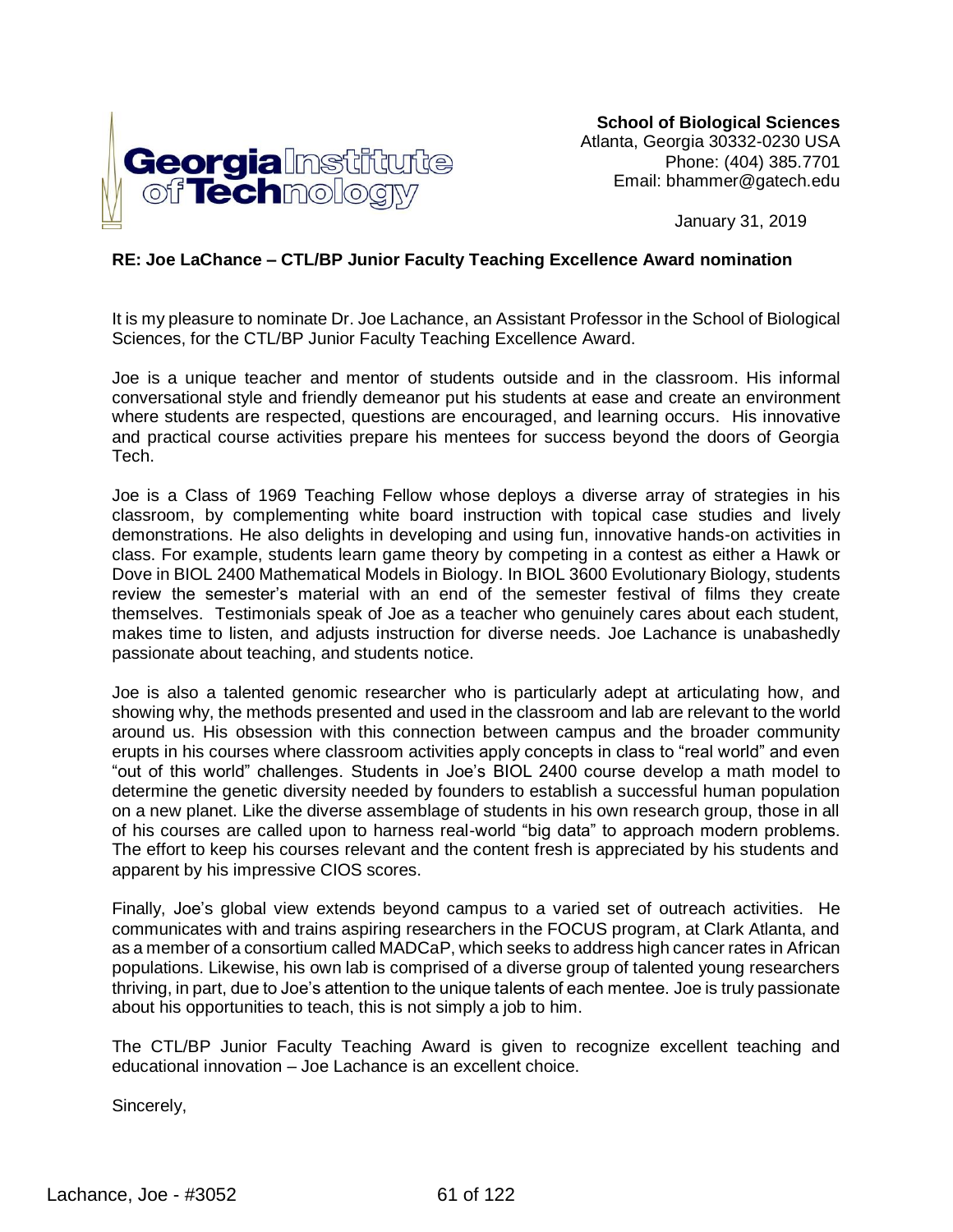**School of Biological Sciences**
Atlanta, Georgia 30332-0230 USA
Phone: (404) 385.7701
Email: bhammer@gatech.edu

January 31, 2019

**RE: Joe LaChance – CTL/BP Junior Faculty Teaching Excellence Award nomination**

It is my pleasure to nominate Dr. Joe Lachance, an Assistant Professor in the School of Biological Sciences, for the CTL/BP Junior Faculty Teaching Excellence Award.

Joe is a unique teacher and mentor of students outside and in the classroom. His informal conversational style and friendly demeanor put his students at ease and create an environment where students are respected, questions are encouraged, and learning occurs. His innovative and practical course activities prepare his mentees for success beyond the doors of Georgia Tech.

Joe is a Class of 1969 Teaching Fellow whose deploys a diverse array of strategies in his classroom, by complementing white board instruction with topical case studies and lively demonstrations. He also delights in developing and using fun, innovative hands-on activities in class. For example, students learn game theory by competing in a contest as either a Hawk or Dove in BIOL 2400 Mathematical Models in Biology. In BIOL 3600 Evolutionary Biology, students review the semester's material with an end of the semester festival of films they create themselves. Testimonials speak of Joe as a teacher who genuinely cares about each student, makes time to listen, and adjusts instruction for diverse needs. Joe Lachance is unabashedly passionate about teaching, and students notice.

Joe is also a talented genomic researcher who is particularly adept at articulating how, and showing why, the methods presented and used in the classroom and lab are relevant to the world around us. His obsession with this connection between campus and the broader community erupts in his courses where classroom activities apply concepts in class to "real world" and even "out of this world" challenges. Students in Joe's BIOL 2400 course develop a math model to determine the genetic diversity needed by founders to establish a successful human population on a new planet. Like the diverse assemblage of students in his own research group, those in all of his courses are called upon to harness real-world "big data" to approach modern problems. The effort to keep his courses relevant and the content fresh is appreciated by his students and apparent by his impressive CIOS scores.

Finally, Joe's global view extends beyond campus to a varied set of outreach activities. He communicates with and trains aspiring researchers in the FOCUS program, at Clark Atlanta, and as a member of a consortium called MADCaP, which seeks to address high cancer rates in African populations. Likewise, his own lab is comprised of a diverse group of talented young researchers thriving, in part, due to Joe's attention to the unique talents of each mentee. Joe is truly passionate about his opportunities to teach, this is not simply a job to him.

The CTL/BP Junior Faculty Teaching Award is given to recognize excellent teaching and educational innovation – Joe Lachance is an excellent choice.

Sincerely,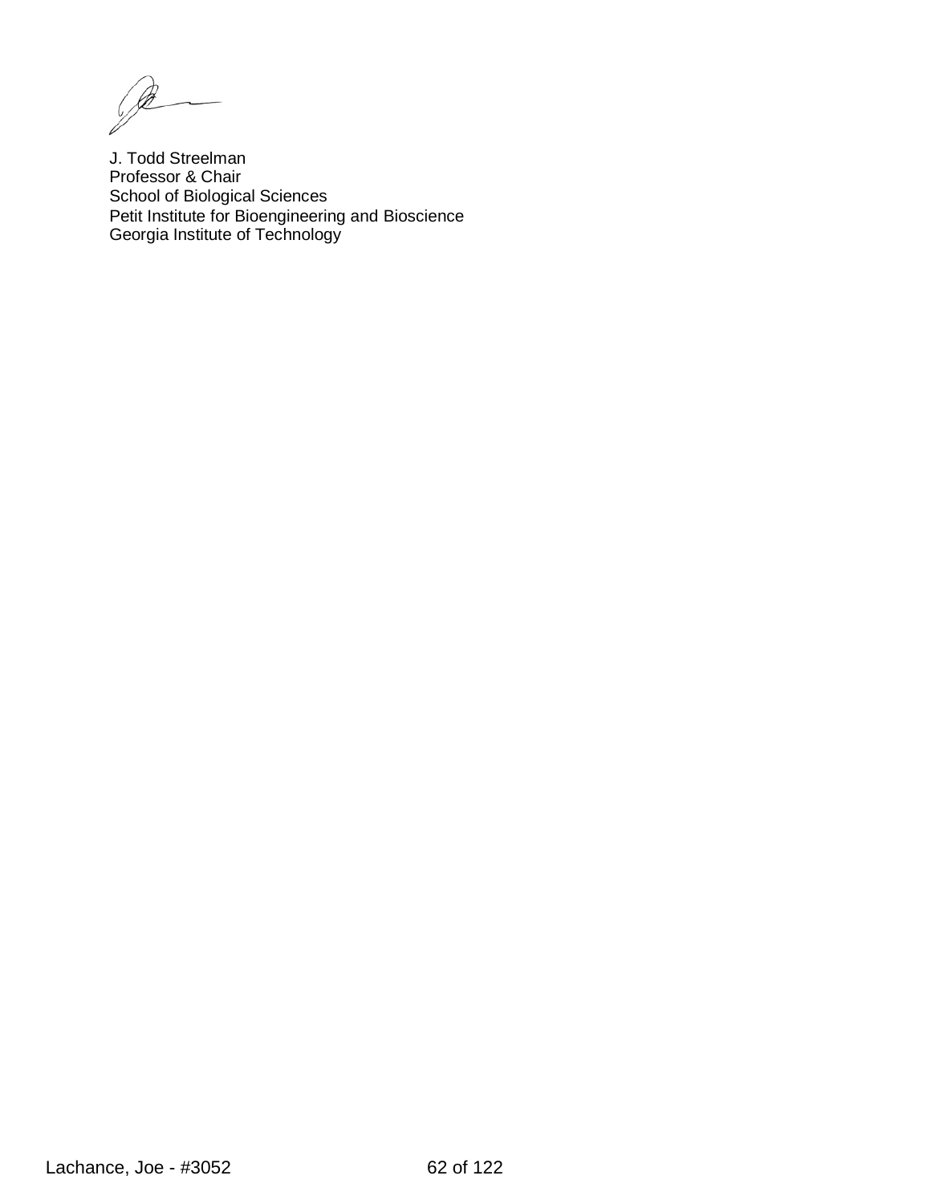J. Todd Streelman
Professor & Chair
School of Biological Sciences
Petit Institute for Bioengineering and Bioscience
Georgia Institute of Technology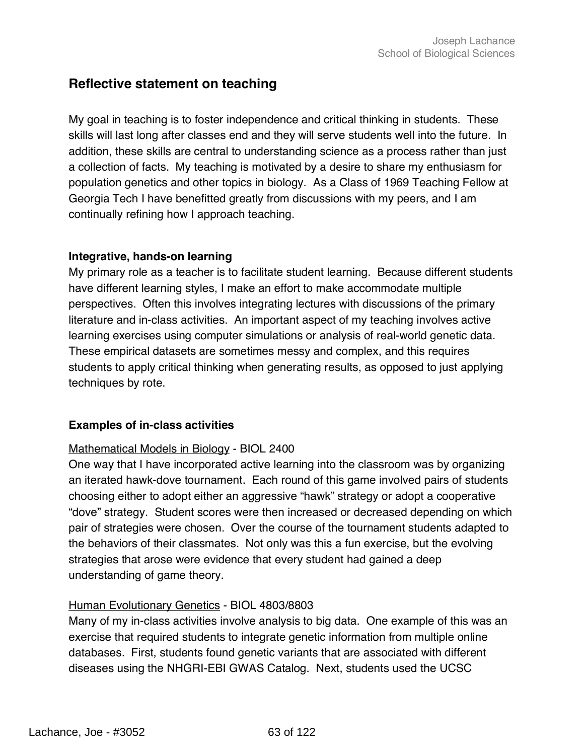## Reflective statement on teaching

My goal in teaching is to foster independence and critical thinking in students. These skills will last long after classes end and they will serve students well into the future. In addition, these skills are central to understanding science as a process rather than just a collection of facts. My teaching is motivated by a desire to share my enthusiasm for population genetics and other topics in biology. As a Class of 1969 Teaching Fellow at Georgia Tech I have benefitted greatly from discussions with my peers, and I am continually refining how I approach teaching.

### Integrative, hands-on learning

My primary role as a teacher is to facilitate student learning. Because different students have different learning styles, I make an effort to make accommodate multiple perspectives. Often this involves integrating lectures with discussions of the primary literature and in-class activities. An important aspect of my teaching involves active learning exercises using computer simulations or analysis of real-world genetic data. These empirical datasets are sometimes messy and complex, and this requires students to apply critical thinking when generating results, as opposed to just applying techniques by rote.

### Examples of in-class activities

Mathematical Models in Biology - BIOL 2400

One way that I have incorporated active learning into the classroom was by organizing an iterated hawk-dove tournament. Each round of this game involved pairs of students choosing either to adopt either an aggressive "hawk" strategy or adopt a cooperative "dove" strategy. Student scores were then increased or decreased depending on which pair of strategies were chosen. Over the course of the tournament students adapted to the behaviors of their classmates. Not only was this a fun exercise, but the evolving strategies that arose were evidence that every student had gained a deep understanding of game theory.

Human Evolutionary Genetics - BIOL 4803/8803

Many of my in-class activities involve analysis to big data. One example of this was an exercise that required students to integrate genetic information from multiple online databases. First, students found genetic variants that are associated with different diseases using the NHGRI-EBI GWAS Catalog. Next, students used the UCSC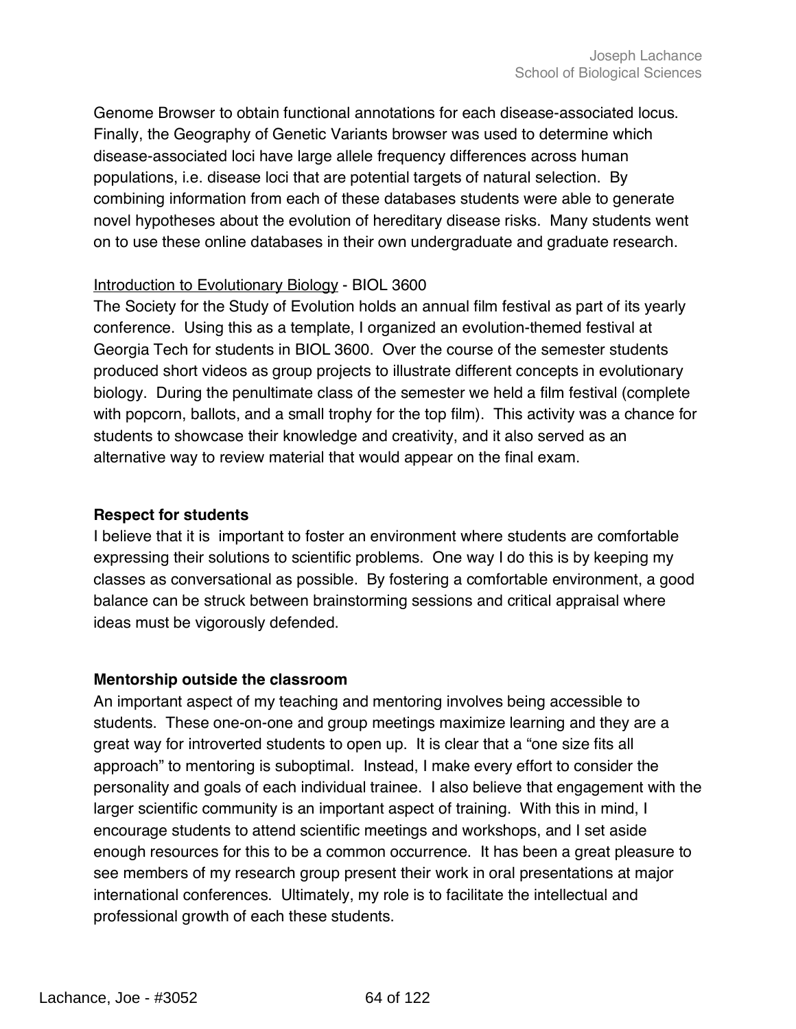Genome Browser to obtain functional annotations for each disease-associated locus. Finally, the Geography of Genetic Variants browser was used to determine which disease-associated loci have large allele frequency differences across human populations, i.e. disease loci that are potential targets of natural selection. By combining information from each of these databases students were able to generate novel hypotheses about the evolution of hereditary disease risks. Many students went on to use these online databases in their own undergraduate and graduate research.

Introduction to Evolutionary Biology - BIOL 3600
The Society for the Study of Evolution holds an annual film festival as part of its yearly conference. Using this as a template, I organized an evolution-themed festival at Georgia Tech for students in BIOL 3600. Over the course of the semester students produced short videos as group projects to illustrate different concepts in evolutionary biology. During the penultimate class of the semester we held a film festival (complete with popcorn, ballots, and a small trophy for the top film). This activity was a chance for students to showcase their knowledge and creativity, and it also served as an alternative way to review material that would appear on the final exam.

**Respect for students**
I believe that it is important to foster an environment where students are comfortable expressing their solutions to scientific problems. One way I do this is by keeping my classes as conversational as possible. By fostering a comfortable environment, a good balance can be struck between brainstorming sessions and critical appraisal where ideas must be vigorously defended.

**Mentorship outside the classroom**
An important aspect of my teaching and mentoring involves being accessible to students. These one-on-one and group meetings maximize learning and they are a great way for introverted students to open up. It is clear that a "one size fits all approach" to mentoring is suboptimal. Instead, I make every effort to consider the personality and goals of each individual trainee. I also believe that engagement with the larger scientific community is an important aspect of training. With this in mind, I encourage students to attend scientific meetings and workshops, and I set aside enough resources for this to be a common occurrence. It has been a great pleasure to see members of my research group present their work in oral presentations at major international conferences. Ultimately, my role is to facilitate the intellectual and professional growth of each these students.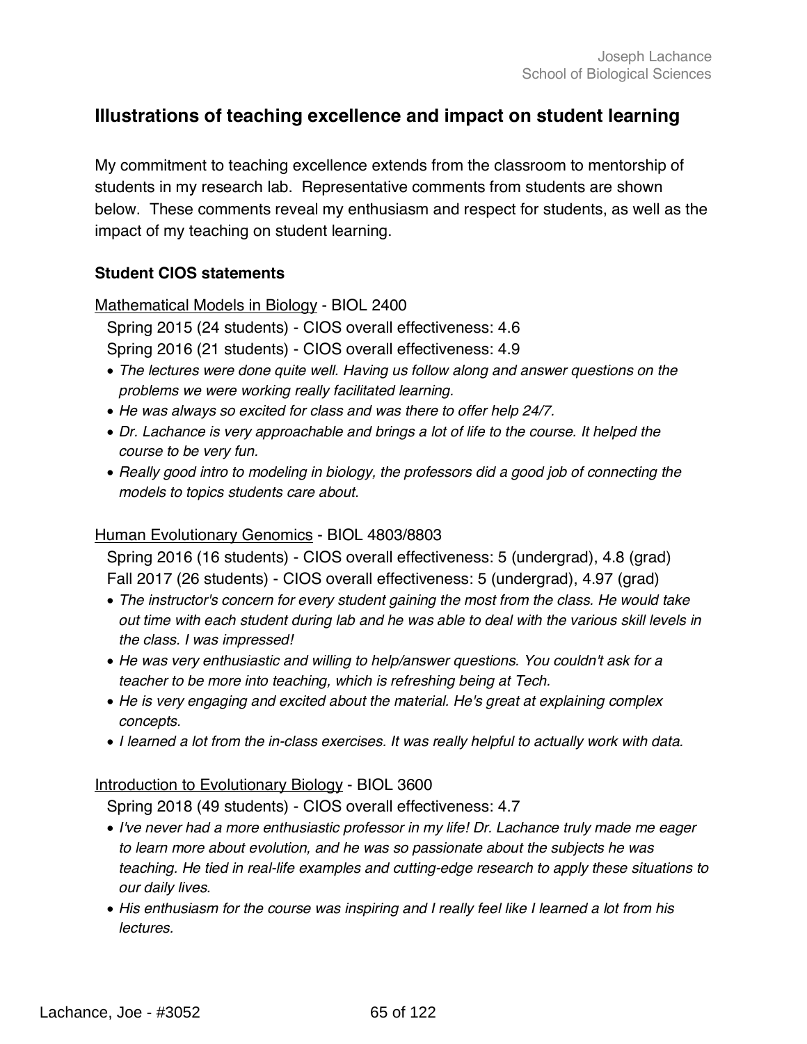## Illustrations of teaching excellence and impact on student learning

My commitment to teaching excellence extends from the classroom to mentorship of students in my research lab. Representative comments from students are shown below. These comments reveal my enthusiasm and respect for students, as well as the impact of my teaching on student learning.

### Student CIOS statements

Mathematical Models in Biology - BIOL 2400

Spring 2015 (24 students) - CIOS overall effectiveness: 4.6
Spring 2016 (21 students) - CIOS overall effectiveness: 4.9

- *The lectures were done quite well. Having us follow along and answer questions on the problems we were working really facilitated learning.*
- *He was always so excited for class and was there to offer help 24/7.*
- *Dr. Lachance is very approachable and brings a lot of life to the course. It helped the course to be very fun.*
- *Really good intro to modeling in biology, the professors did a good job of connecting the models to topics students care about.*

Human Evolutionary Genomics - BIOL 4803/8803

Spring 2016 (16 students) - CIOS overall effectiveness: 5 (undergrad), 4.8 (grad)
Fall 2017 (26 students) - CIOS overall effectiveness: 5 (undergrad), 4.97 (grad)

- *The instructor's concern for every student gaining the most from the class. He would take out time with each student during lab and he was able to deal with the various skill levels in the class. I was impressed!*
- *He was very enthusiastic and willing to help/answer questions. You couldn't ask for a teacher to be more into teaching, which is refreshing being at Tech.*
- *He is very engaging and excited about the material. He's great at explaining complex concepts.*
- *I learned a lot from the in-class exercises. It was really helpful to actually work with data.*

Introduction to Evolutionary Biology - BIOL 3600

Spring 2018 (49 students) - CIOS overall effectiveness: 4.7

- *I've never had a more enthusiastic professor in my life! Dr. Lachance truly made me eager to learn more about evolution, and he was so passionate about the subjects he was teaching. He tied in real-life examples and cutting-edge research to apply these situations to our daily lives.*
- *His enthusiasm for the course was inspiring and I really feel like I learned a lot from his lectures.*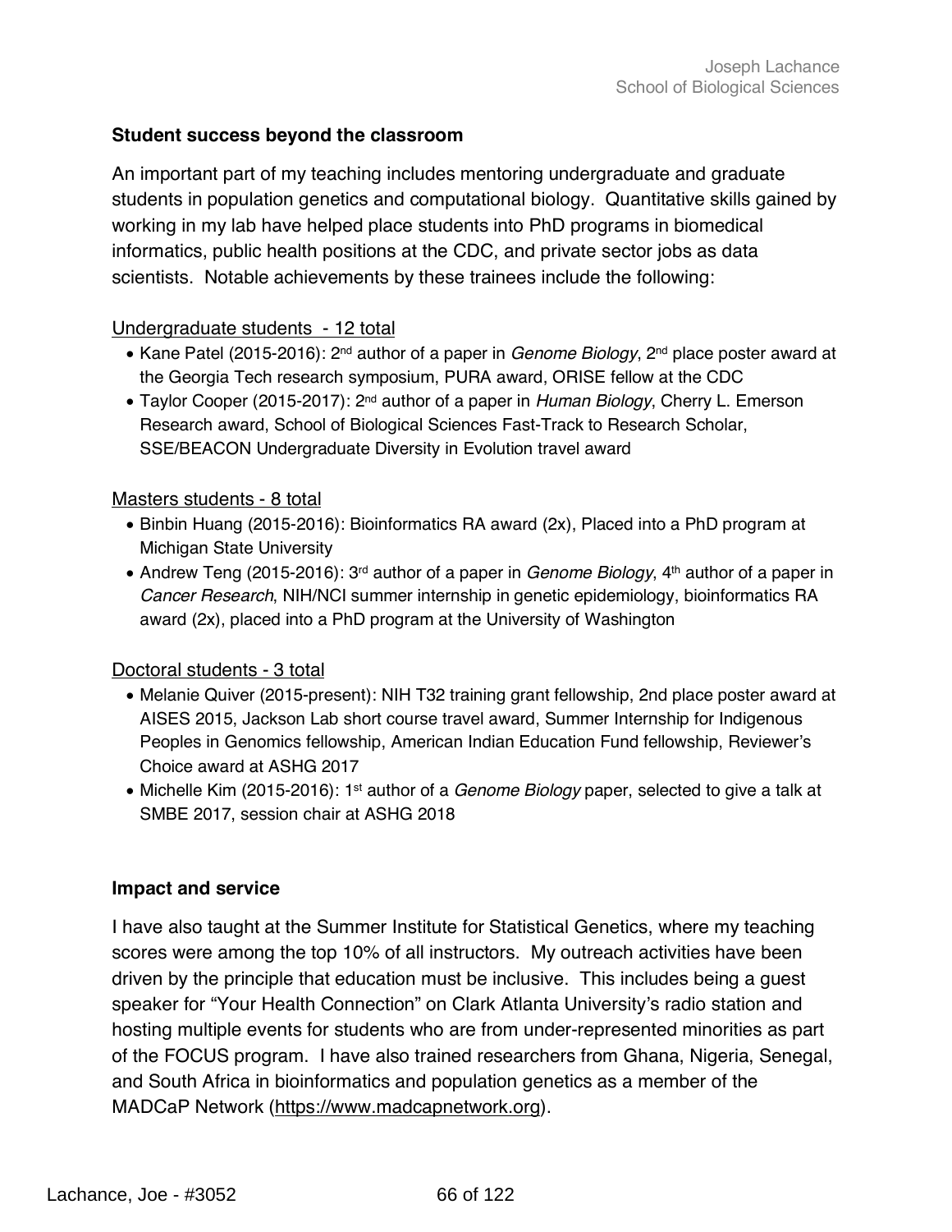### Student success beyond the classroom

An important part of my teaching includes mentoring undergraduate and graduate students in population genetics and computational biology. Quantitative skills gained by working in my lab have helped place students into PhD programs in biomedical informatics, public health positions at the CDC, and private sector jobs as data scientists. Notable achievements by these trainees include the following:

Undergraduate students - 12 total

- Kane Patel (2015-2016): 2nd author of a paper in *Genome Biology*, 2nd place poster award at the Georgia Tech research symposium, PURA award, ORISE fellow at the CDC
- Taylor Cooper (2015-2017): 2nd author of a paper in *Human Biology*, Cherry L. Emerson Research award, School of Biological Sciences Fast-Track to Research Scholar, SSE/BEACON Undergraduate Diversity in Evolution travel award

Masters students - 8 total

- Binbin Huang (2015-2016): Bioinformatics RA award (2x), Placed into a PhD program at Michigan State University
- Andrew Teng (2015-2016): 3rd author of a paper in *Genome Biology*, 4th author of a paper in *Cancer Research*, NIH/NCI summer internship in genetic epidemiology, bioinformatics RA award (2x), placed into a PhD program at the University of Washington

Doctoral students - 3 total

- Melanie Quiver (2015-present): NIH T32 training grant fellowship, 2nd place poster award at AISES 2015, Jackson Lab short course travel award, Summer Internship for Indigenous Peoples in Genomics fellowship, American Indian Education Fund fellowship, Reviewer's Choice award at ASHG 2017
- Michelle Kim (2015-2016): 1st author of a *Genome Biology* paper, selected to give a talk at SMBE 2017, session chair at ASHG 2018

### Impact and service

I have also taught at the Summer Institute for Statistical Genetics, where my teaching scores were among the top 10% of all instructors. My outreach activities have been driven by the principle that education must be inclusive. This includes being a guest speaker for "Your Health Connection" on Clark Atlanta University's radio station and hosting multiple events for students who are from under-represented minorities as part of the FOCUS program. I have also trained researchers from Ghana, Nigeria, Senegal, and South Africa in bioinformatics and population genetics as a member of the MADCaP Network (https://www.madcapnetwork.org).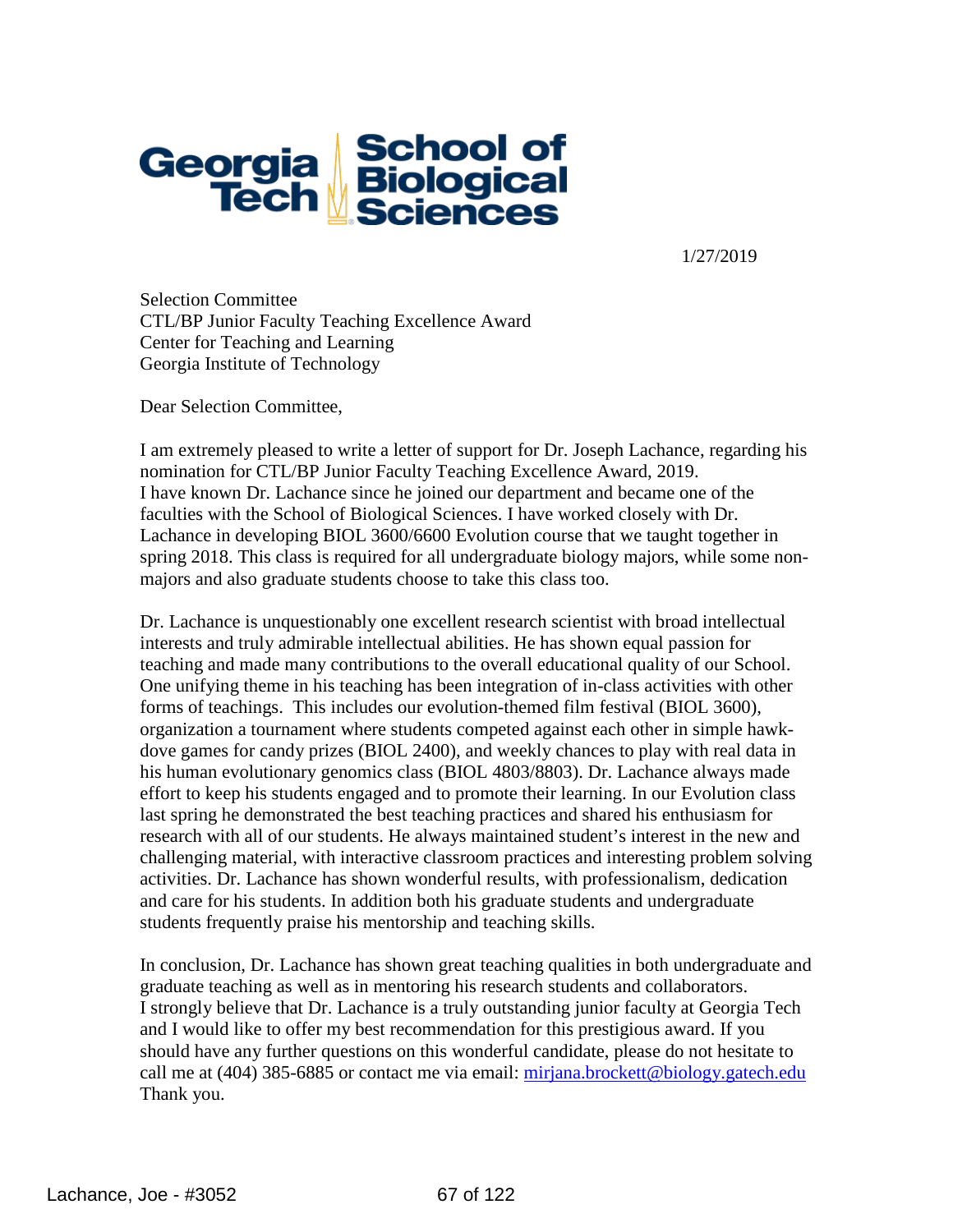Georgia Tech School of Biological Sciences

1/27/2019

Selection Committee
CTL/BP Junior Faculty Teaching Excellence Award
Center for Teaching and Learning
Georgia Institute of Technology

Dear Selection Committee,

I am extremely pleased to write a letter of support for Dr. Joseph Lachance, regarding his nomination for CTL/BP Junior Faculty Teaching Excellence Award, 2019.
I have known Dr. Lachance since he joined our department and became one of the faculties with the School of Biological Sciences. I have worked closely with Dr. Lachance in developing BIOL 3600/6600 Evolution course that we taught together in spring 2018. This class is required for all undergraduate biology majors, while some non-majors and also graduate students choose to take this class too.

Dr. Lachance is unquestionably one excellent research scientist with broad intellectual interests and truly admirable intellectual abilities. He has shown equal passion for teaching and made many contributions to the overall educational quality of our School. One unifying theme in his teaching has been integration of in-class activities with other forms of teachings. This includes our evolution-themed film festival (BIOL 3600), organization a tournament where students competed against each other in simple hawk-dove games for candy prizes (BIOL 2400), and weekly chances to play with real data in his human evolutionary genomics class (BIOL 4803/8803). Dr. Lachance always made effort to keep his students engaged and to promote their learning. In our Evolution class last spring he demonstrated the best teaching practices and shared his enthusiasm for research with all of our students. He always maintained student's interest in the new and challenging material, with interactive classroom practices and interesting problem solving activities. Dr. Lachance has shown wonderful results, with professionalism, dedication and care for his students. In addition both his graduate students and undergraduate students frequently praise his mentorship and teaching skills.

In conclusion, Dr. Lachance has shown great teaching qualities in both undergraduate and graduate teaching as well as in mentoring his research students and collaborators.
I strongly believe that Dr. Lachance is a truly outstanding junior faculty at Georgia Tech and I would like to offer my best recommendation for this prestigious award. If you should have any further questions on this wonderful candidate, please do not hesitate to call me at (404) 385-6885 or contact me via email: mirjana.brockett@biology.gatech.edu
Thank you.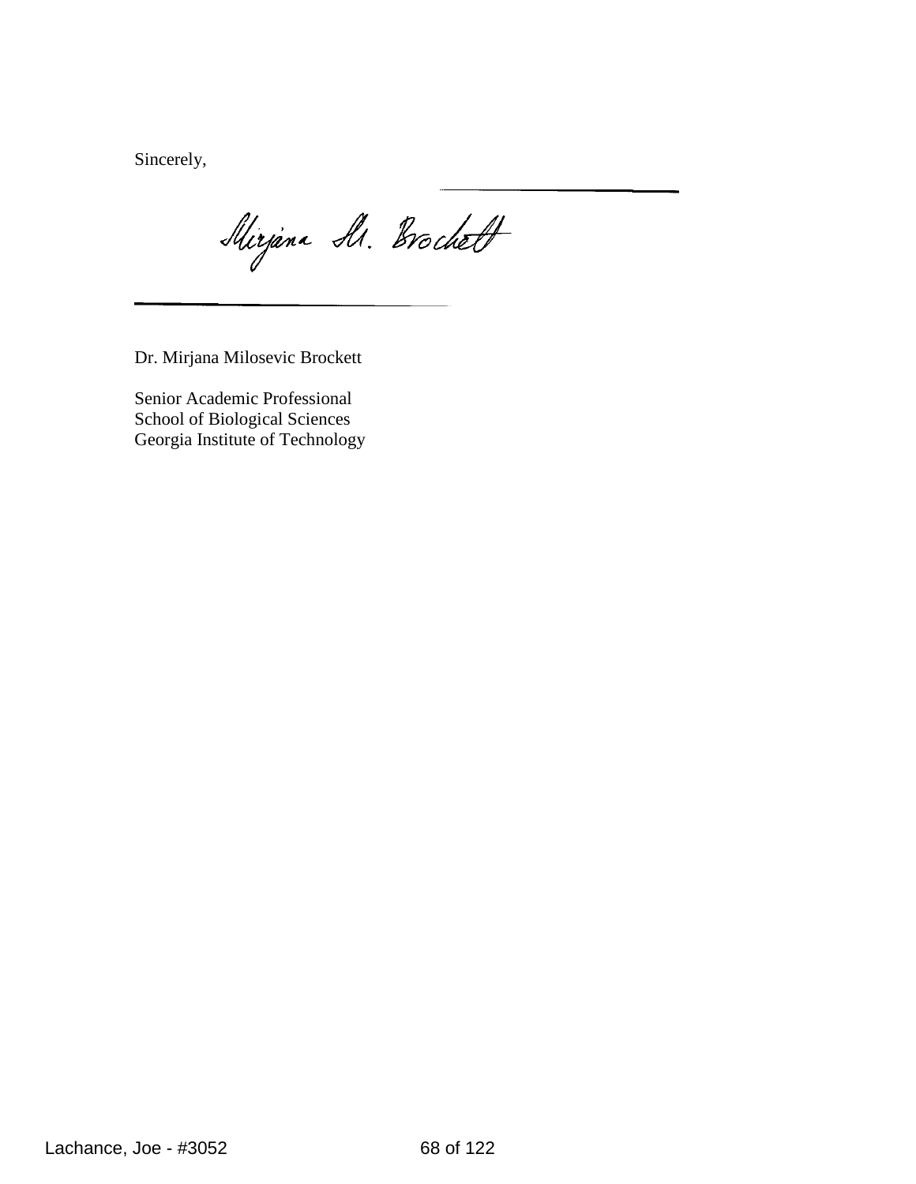Sincerely,

Mirjana M. Brockett

Dr. Mirjana Milosevic Brockett

Senior Academic Professional
School of Biological Sciences
Georgia Institute of Technology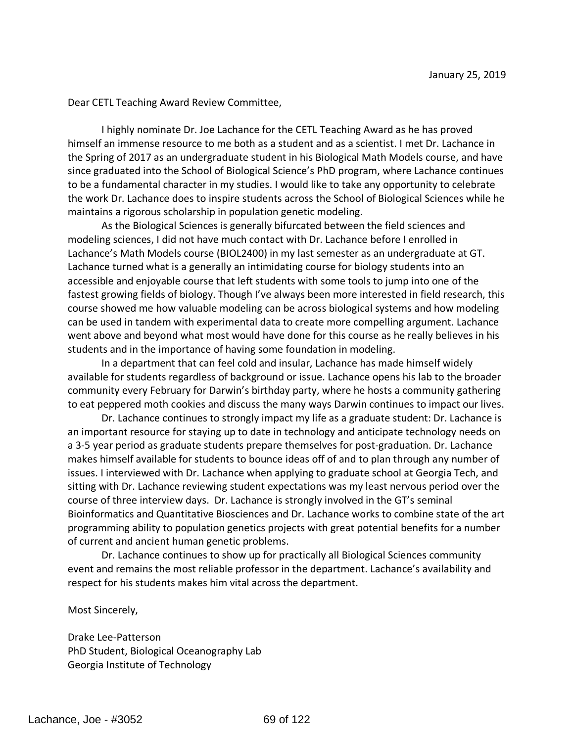January 25, 2019

Dear CETL Teaching Award Review Committee,

I highly nominate Dr. Joe Lachance for the CETL Teaching Award as he has proved himself an immense resource to me both as a student and as a scientist. I met Dr. Lachance in the Spring of 2017 as an undergraduate student in his Biological Math Models course, and have since graduated into the School of Biological Science's PhD program, where Lachance continues to be a fundamental character in my studies. I would like to take any opportunity to celebrate the work Dr. Lachance does to inspire students across the School of Biological Sciences while he maintains a rigorous scholarship in population genetic modeling.

As the Biological Sciences is generally bifurcated between the field sciences and modeling sciences, I did not have much contact with Dr. Lachance before I enrolled in Lachance's Math Models course (BIOL2400) in my last semester as an undergraduate at GT. Lachance turned what is a generally an intimidating course for biology students into an accessible and enjoyable course that left students with some tools to jump into one of the fastest growing fields of biology. Though I've always been more interested in field research, this course showed me how valuable modeling can be across biological systems and how modeling can be used in tandem with experimental data to create more compelling argument. Lachance went above and beyond what most would have done for this course as he really believes in his students and in the importance of having some foundation in modeling.

In a department that can feel cold and insular, Lachance has made himself widely available for students regardless of background or issue. Lachance opens his lab to the broader community every February for Darwin's birthday party, where he hosts a community gathering to eat peppered moth cookies and discuss the many ways Darwin continues to impact our lives.

Dr. Lachance continues to strongly impact my life as a graduate student: Dr. Lachance is an important resource for staying up to date in technology and anticipate technology needs on a 3-5 year period as graduate students prepare themselves for post-graduation. Dr. Lachance makes himself available for students to bounce ideas off of and to plan through any number of issues. I interviewed with Dr. Lachance when applying to graduate school at Georgia Tech, and sitting with Dr. Lachance reviewing student expectations was my least nervous period over the course of three interview days. Dr. Lachance is strongly involved in the GT's seminal Bioinformatics and Quantitative Biosciences and Dr. Lachance works to combine state of the art programming ability to population genetics projects with great potential benefits for a number of current and ancient human genetic problems.

Dr. Lachance continues to show up for practically all Biological Sciences community event and remains the most reliable professor in the department. Lachance's availability and respect for his students makes him vital across the department.

Most Sincerely,

Drake Lee-Patterson
PhD Student, Biological Oceanography Lab
Georgia Institute of Technology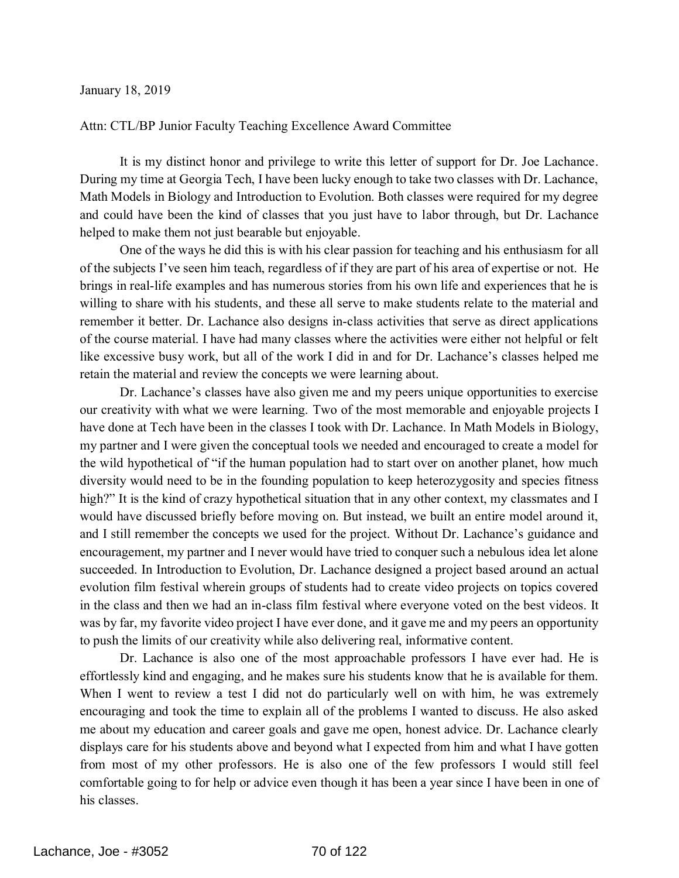January 18, 2019

Attn: CTL/BP Junior Faculty Teaching Excellence Award Committee

It is my distinct honor and privilege to write this letter of support for Dr. Joe Lachance. During my time at Georgia Tech, I have been lucky enough to take two classes with Dr. Lachance, Math Models in Biology and Introduction to Evolution. Both classes were required for my degree and could have been the kind of classes that you just have to labor through, but Dr. Lachance helped to make them not just bearable but enjoyable.

One of the ways he did this is with his clear passion for teaching and his enthusiasm for all of the subjects I've seen him teach, regardless of if they are part of his area of expertise or not. He brings in real-life examples and has numerous stories from his own life and experiences that he is willing to share with his students, and these all serve to make students relate to the material and remember it better. Dr. Lachance also designs in-class activities that serve as direct applications of the course material. I have had many classes where the activities were either not helpful or felt like excessive busy work, but all of the work I did in and for Dr. Lachance's classes helped me retain the material and review the concepts we were learning about.

Dr. Lachance's classes have also given me and my peers unique opportunities to exercise our creativity with what we were learning. Two of the most memorable and enjoyable projects I have done at Tech have been in the classes I took with Dr. Lachance. In Math Models in Biology, my partner and I were given the conceptual tools we needed and encouraged to create a model for the wild hypothetical of "if the human population had to start over on another planet, how much diversity would need to be in the founding population to keep heterozygosity and species fitness high?" It is the kind of crazy hypothetical situation that in any other context, my classmates and I would have discussed briefly before moving on. But instead, we built an entire model around it, and I still remember the concepts we used for the project. Without Dr. Lachance's guidance and encouragement, my partner and I never would have tried to conquer such a nebulous idea let alone succeeded. In Introduction to Evolution, Dr. Lachance designed a project based around an actual evolution film festival wherein groups of students had to create video projects on topics covered in the class and then we had an in-class film festival where everyone voted on the best videos. It was by far, my favorite video project I have ever done, and it gave me and my peers an opportunity to push the limits of our creativity while also delivering real, informative content.

Dr. Lachance is also one of the most approachable professors I have ever had. He is effortlessly kind and engaging, and he makes sure his students know that he is available for them. When I went to review a test I did not do particularly well on with him, he was extremely encouraging and took the time to explain all of the problems I wanted to discuss. He also asked me about my education and career goals and gave me open, honest advice. Dr. Lachance clearly displays care for his students above and beyond what I expected from him and what I have gotten from most of my other professors. He is also one of the few professors I would still feel comfortable going to for help or advice even though it has been a year since I have been in one of his classes.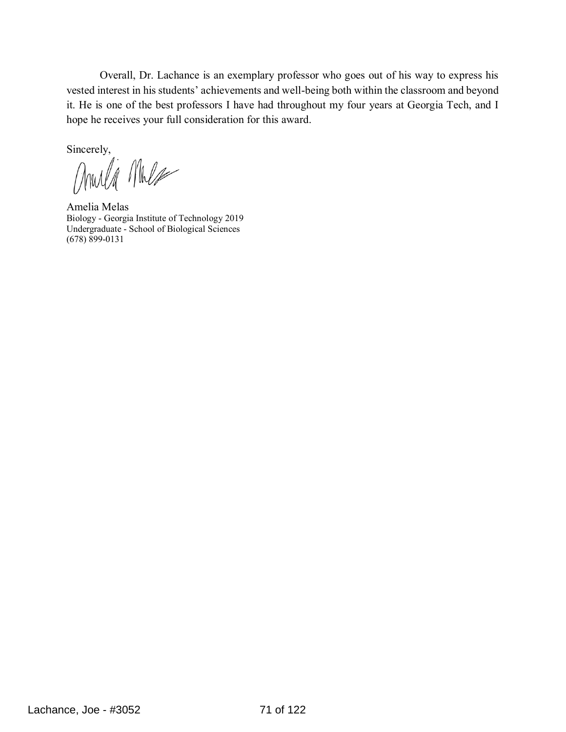Overall, Dr. Lachance is an exemplary professor who goes out of his way to express his vested interest in his students' achievements and well-being both within the classroom and beyond it. He is one of the best professors I have had throughout my four years at Georgia Tech, and I hope he receives your full consideration for this award.

Sincerely,

Amelia Melas
Biology - Georgia Institute of Technology 2019
Undergraduate - School of Biological Sciences
(678) 899-0131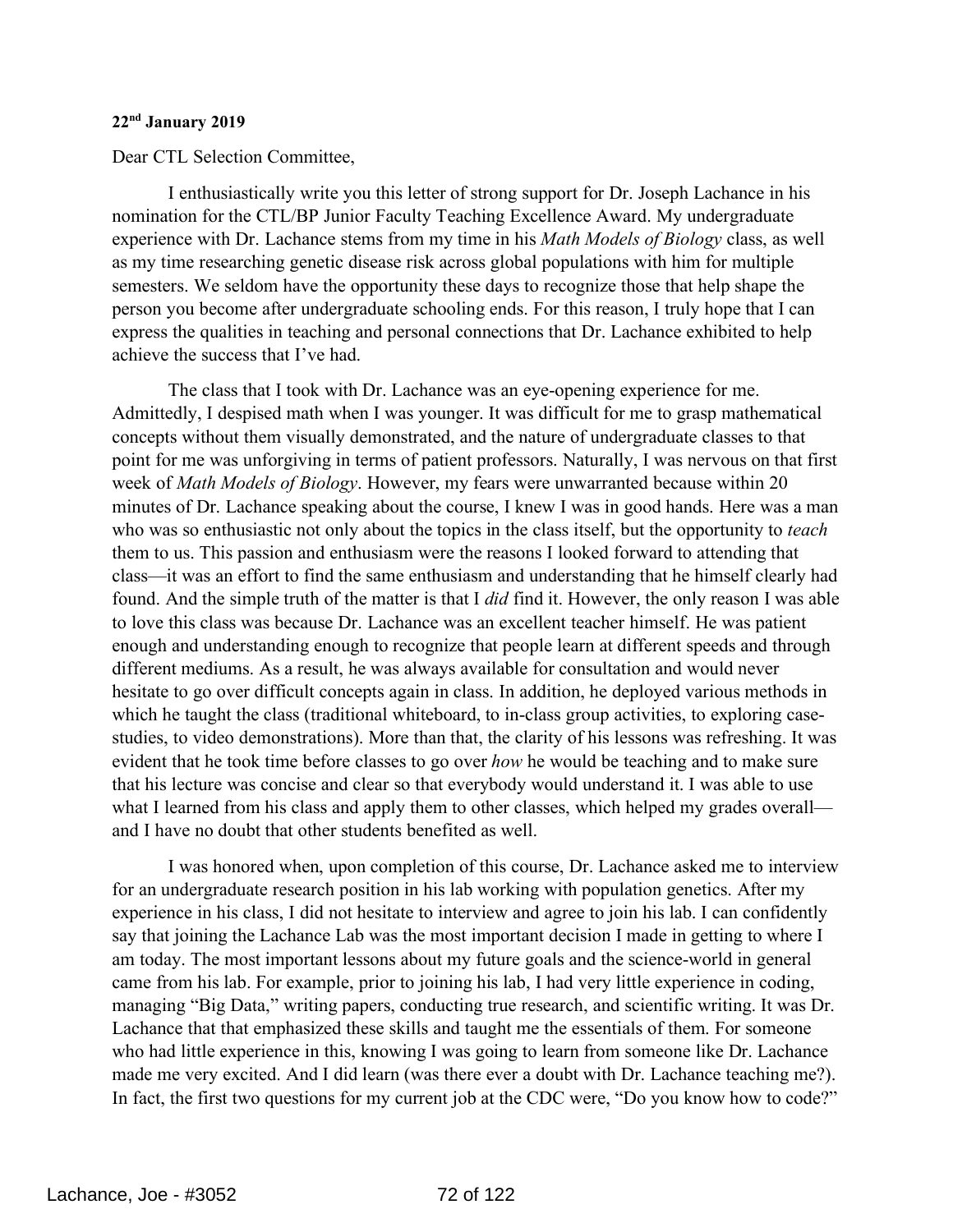**22nd January 2019**

Dear CTL Selection Committee,

I enthusiastically write you this letter of strong support for Dr. Joseph Lachance in his nomination for the CTL/BP Junior Faculty Teaching Excellence Award. My undergraduate experience with Dr. Lachance stems from my time in his *Math Models of Biology* class, as well as my time researching genetic disease risk across global populations with him for multiple semesters. We seldom have the opportunity these days to recognize those that help shape the person you become after undergraduate schooling ends. For this reason, I truly hope that I can express the qualities in teaching and personal connections that Dr. Lachance exhibited to help achieve the success that I've had.

The class that I took with Dr. Lachance was an eye-opening experience for me. Admittedly, I despised math when I was younger. It was difficult for me to grasp mathematical concepts without them visually demonstrated, and the nature of undergraduate classes to that point for me was unforgiving in terms of patient professors. Naturally, I was nervous on that first week of *Math Models of Biology*. However, my fears were unwarranted because within 20 minutes of Dr. Lachance speaking about the course, I knew I was in good hands. Here was a man who was so enthusiastic not only about the topics in the class itself, but the opportunity to *teach* them to us. This passion and enthusiasm were the reasons I looked forward to attending that class—it was an effort to find the same enthusiasm and understanding that he himself clearly had found. And the simple truth of the matter is that I *did* find it. However, the only reason I was able to love this class was because Dr. Lachance was an excellent teacher himself. He was patient enough and understanding enough to recognize that people learn at different speeds and through different mediums. As a result, he was always available for consultation and would never hesitate to go over difficult concepts again in class. In addition, he deployed various methods in which he taught the class (traditional whiteboard, to in-class group activities, to exploring case-studies, to video demonstrations). More than that, the clarity of his lessons was refreshing. It was evident that he took time before classes to go over *how* he would be teaching and to make sure that his lecture was concise and clear so that everybody would understand it. I was able to use what I learned from his class and apply them to other classes, which helped my grades overall—and I have no doubt that other students benefited as well.

I was honored when, upon completion of this course, Dr. Lachance asked me to interview for an undergraduate research position in his lab working with population genetics. After my experience in his class, I did not hesitate to interview and agree to join his lab. I can confidently say that joining the Lachance Lab was the most important decision I made in getting to where I am today. The most important lessons about my future goals and the science-world in general came from his lab. For example, prior to joining his lab, I had very little experience in coding, managing "Big Data," writing papers, conducting true research, and scientific writing. It was Dr. Lachance that that emphasized these skills and taught me the essentials of them. For someone who had little experience in this, knowing I was going to learn from someone like Dr. Lachance made me very excited. And I did learn (was there ever a doubt with Dr. Lachance teaching me?). In fact, the first two questions for my current job at the CDC were, "Do you know how to code?"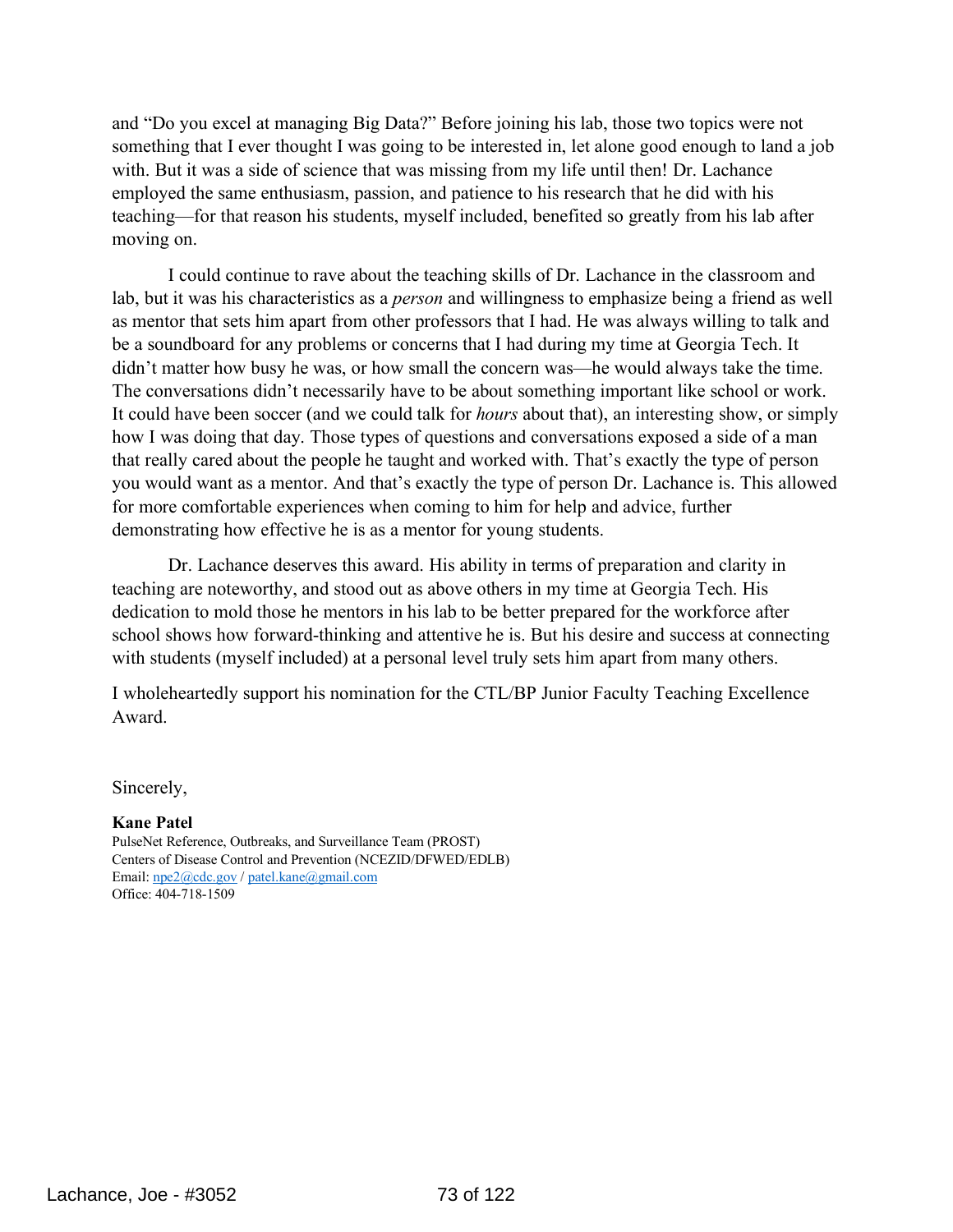and "Do you excel at managing Big Data?" Before joining his lab, those two topics were not something that I ever thought I was going to be interested in, let alone good enough to land a job with. But it was a side of science that was missing from my life until then! Dr. Lachance employed the same enthusiasm, passion, and patience to his research that he did with his teaching—for that reason his students, myself included, benefited so greatly from his lab after moving on.

I could continue to rave about the teaching skills of Dr. Lachance in the classroom and lab, but it was his characteristics as a *person* and willingness to emphasize being a friend as well as mentor that sets him apart from other professors that I had. He was always willing to talk and be a soundboard for any problems or concerns that I had during my time at Georgia Tech. It didn't matter how busy he was, or how small the concern was—he would always take the time. The conversations didn't necessarily have to be about something important like school or work. It could have been soccer (and we could talk for *hours* about that), an interesting show, or simply how I was doing that day. Those types of questions and conversations exposed a side of a man that really cared about the people he taught and worked with. That's exactly the type of person you would want as a mentor. And that's exactly the type of person Dr. Lachance is. This allowed for more comfortable experiences when coming to him for help and advice, further demonstrating how effective he is as a mentor for young students.

Dr. Lachance deserves this award. His ability in terms of preparation and clarity in teaching are noteworthy, and stood out as above others in my time at Georgia Tech. His dedication to mold those he mentors in his lab to be better prepared for the workforce after school shows how forward-thinking and attentive he is. But his desire and success at connecting with students (myself included) at a personal level truly sets him apart from many others.

I wholeheartedly support his nomination for the CTL/BP Junior Faculty Teaching Excellence Award.

Sincerely,

**Kane Patel**
PulseNet Reference, Outbreaks, and Surveillance Team (PROST)
Centers of Disease Control and Prevention (NCEZID/DFWED/EDLB)
Email: npe2@cdc.gov / patel.kane@gmail.com
Office: 404-718-1509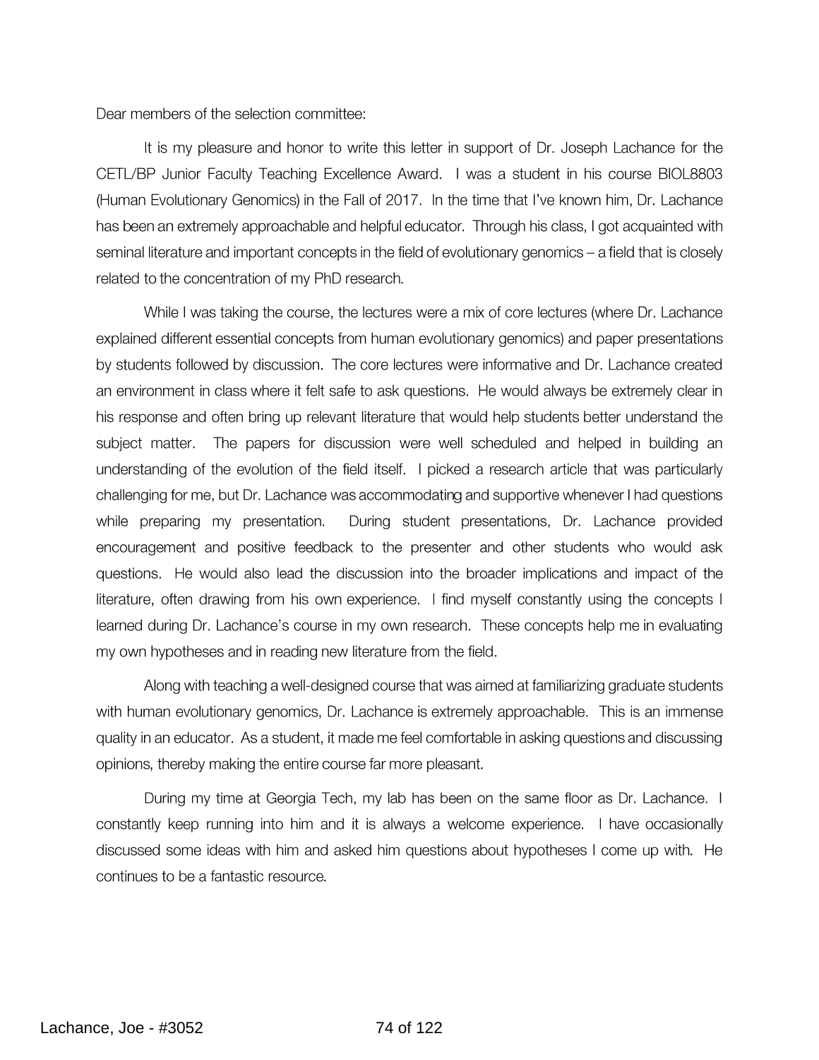Dear members of the selection committee:

It is my pleasure and honor to write this letter in support of Dr. Joseph Lachance for the CETL/BP Junior Faculty Teaching Excellence Award. I was a student in his course BIOL8803 (Human Evolutionary Genomics) in the Fall of 2017. In the time that I've known him, Dr. Lachance has been an extremely approachable and helpful educator. Through his class, I got acquainted with seminal literature and important concepts in the field of evolutionary genomics – a field that is closely related to the concentration of my PhD research.

While I was taking the course, the lectures were a mix of core lectures (where Dr. Lachance explained different essential concepts from human evolutionary genomics) and paper presentations by students followed by discussion. The core lectures were informative and Dr. Lachance created an environment in class where it felt safe to ask questions. He would always be extremely clear in his response and often bring up relevant literature that would help students better understand the subject matter. The papers for discussion were well scheduled and helped in building an understanding of the evolution of the field itself. I picked a research article that was particularly challenging for me, but Dr. Lachance was accommodating and supportive whenever I had questions while preparing my presentation. During student presentations, Dr. Lachance provided encouragement and positive feedback to the presenter and other students who would ask questions. He would also lead the discussion into the broader implications and impact of the literature, often drawing from his own experience. I find myself constantly using the concepts I learned during Dr. Lachance's course in my own research. These concepts help me in evaluating my own hypotheses and in reading new literature from the field.

Along with teaching a well-designed course that was aimed at familiarizing graduate students with human evolutionary genomics, Dr. Lachance is extremely approachable. This is an immense quality in an educator. As a student, it made me feel comfortable in asking questions and discussing opinions, thereby making the entire course far more pleasant.

During my time at Georgia Tech, my lab has been on the same floor as Dr. Lachance. I constantly keep running into him and it is always a welcome experience. I have occasionally discussed some ideas with him and asked him questions about hypotheses I come up with. He continues to be a fantastic resource.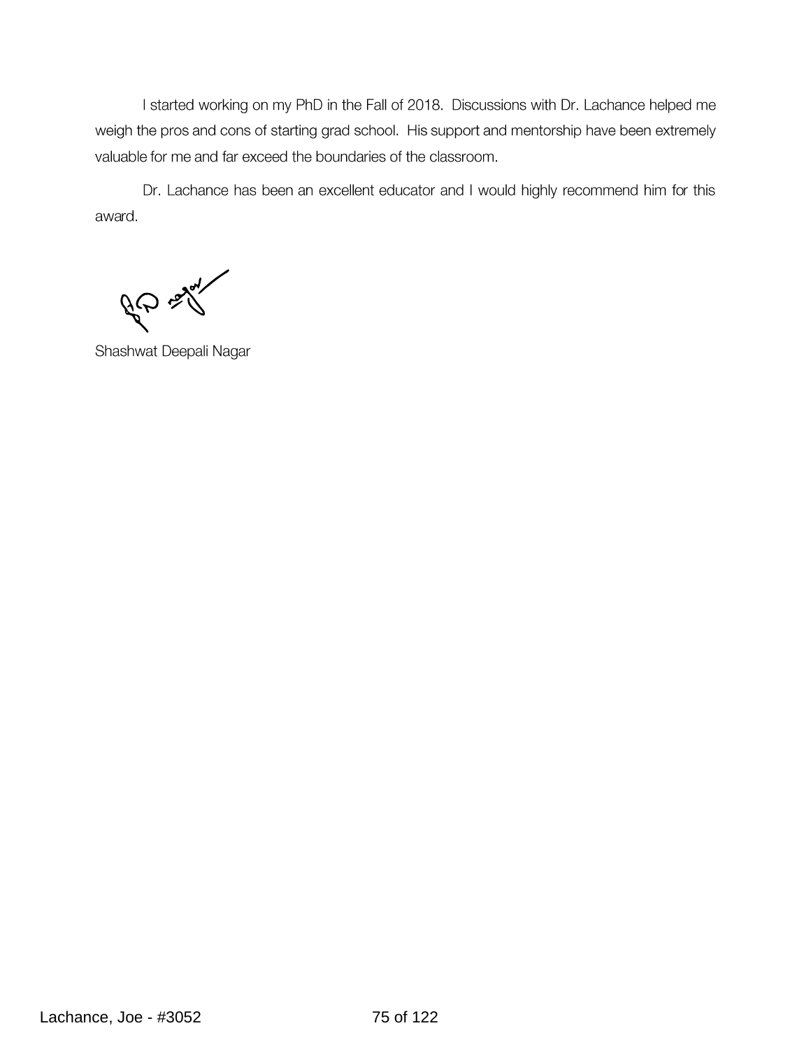I started working on my PhD in the Fall of 2018. Discussions with Dr. Lachance helped me weigh the pros and cons of starting grad school. His support and mentorship have been extremely valuable for me and far exceed the boundaries of the classroom.

Dr. Lachance has been an excellent educator and I would highly recommend him for this award.

Shashwat Deepali Nagar